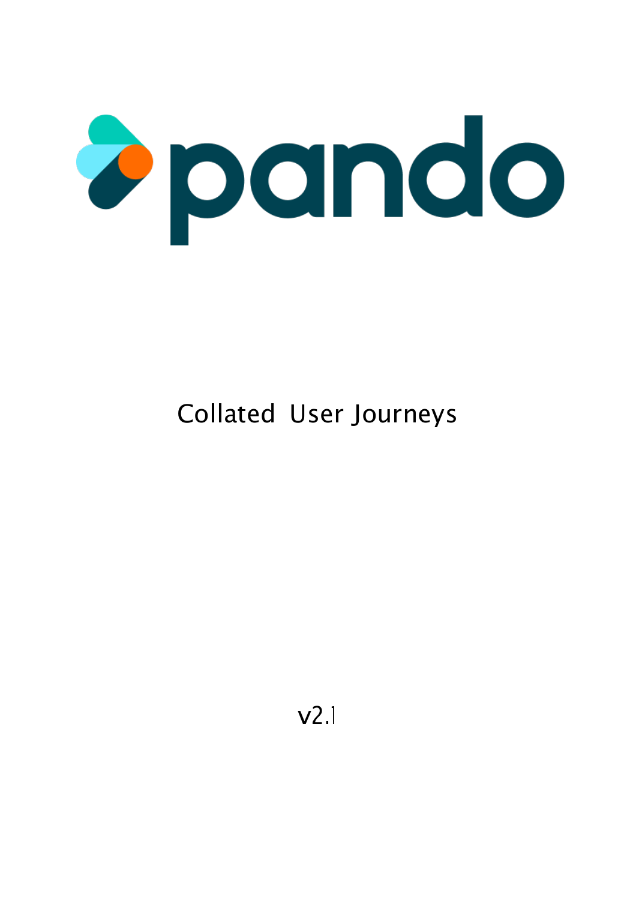# pando

Collated User Journeys

v2.1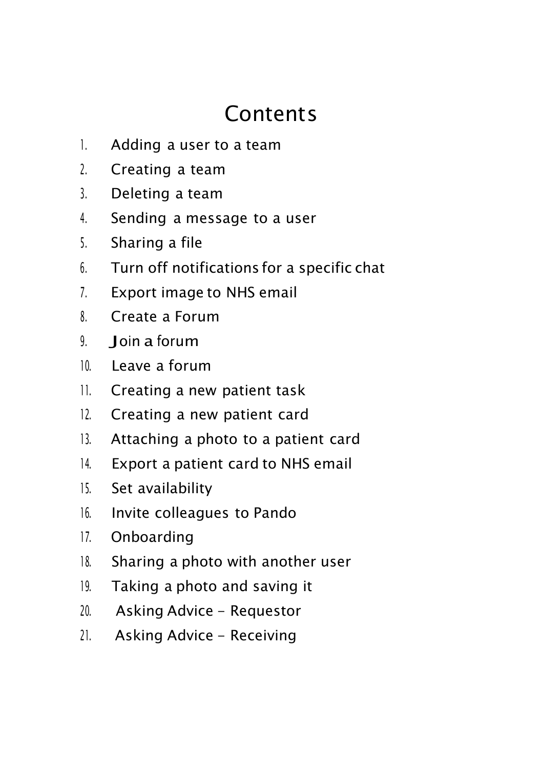# Contents

1. Adding a user to a team
2. Creating a team
3. Deleting a team
4. Sending a message to a user
5. Sharing a file
6. Turn off notifications for a specific chat
7. Export image to NHS email
8. Create a Forum
9. Join a forum
10. Leave a forum
11. Creating a new patient task
12. Creating a new patient card
13. Attaching a photo to a patient card
14. Export a patient card to NHS email
15. Set availability
16. Invite colleagues to Pando
17. Onboarding
18. Sharing a photo with another user
19. Taking a photo and saving it
20. Asking Advice - Requestor
21. Asking Advice - Receiving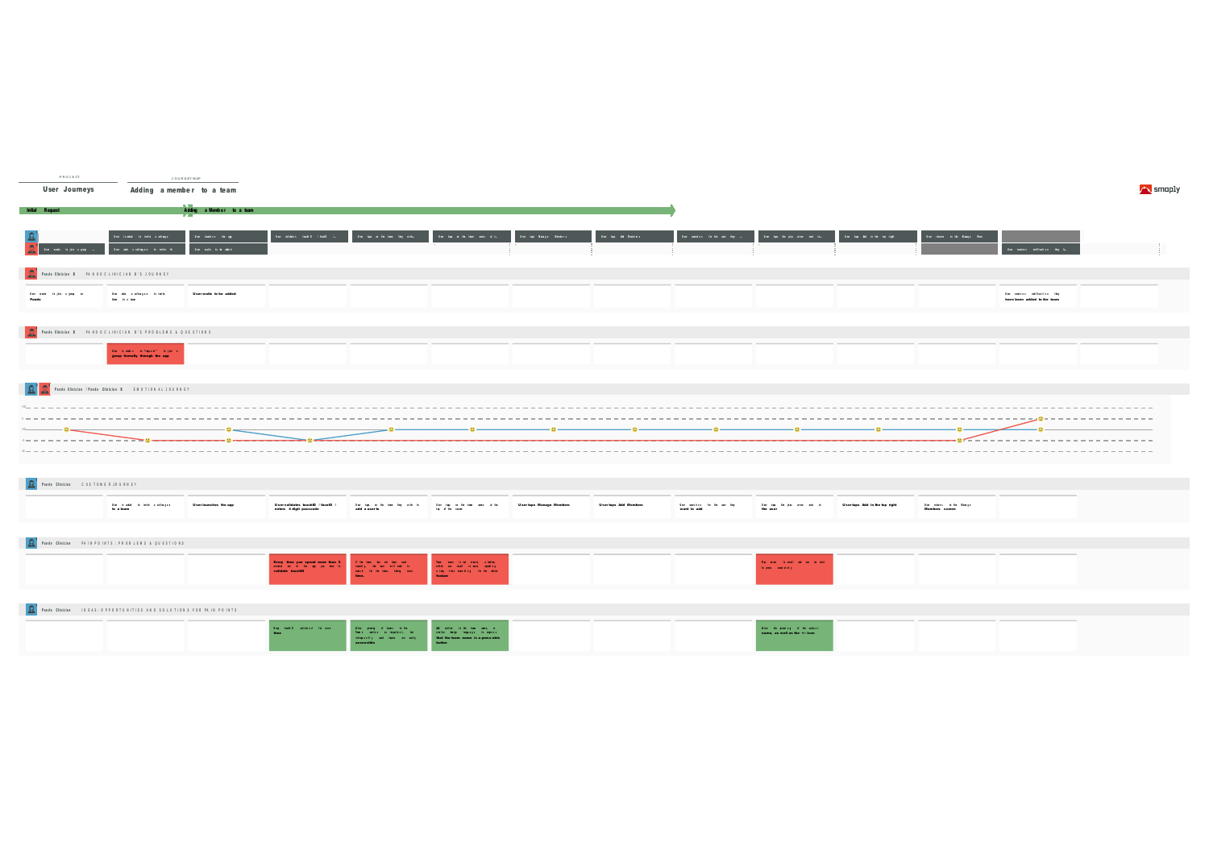PROJECT

**User Journeys**

JOURNEY MAP

**Adding a member to a team**

smaply

**Initial Request** — **Adding a Member to a team**

## Pando Clinician B — PANDO CLINICIAN B'S JOURNEY

| | | | | | | | | | | | | |
|---|---|---|---|---|---|---|---|---|---|---|---|---|
| User wants to join a group on Pando | User asks a colleague to invite them to a team | User waits to be added | | | | | | | | | | User receives notification they have been added to the team |

## Pando Clinician B — PANDO CLINICIAN B'S PROBLEMS & QUESTIONS

| | | | | | | | | | | | | |
|---|---|---|---|---|---|---|---|---|---|---|---|---|
| | User is unable to "request" to join a group formally through the app | | | | | | | | | | | |

## Pando Clinician / Pando Clinician B — EMOTIONAL JOURNEY

## Pando Clinician — CUSTOMER JOURNEY

| | | | | | | | | | | | |
|---|---|---|---|---|---|---|---|---|---|---|---|
| | User is asked to invite a colleague to a team | User launches the app | User validates touchID / faceID / enters 4 digit passcode | User taps on the team they wish to add a user to | User taps on the team name at the top of the screen | User taps Manage Members | User taps Add Members | User searches for the user they want to add | User taps the plus arrow next to the user | User taps Add in the top right | User returns to the Manage Members screen |

## Pando Clinician — PAIN POINTS: PROBLEMS & QUESTIONS

| | | | | | | | | | | | |
|---|---|---|---|---|---|---|---|---|---|---|---|
| | | | Every time you spend more than 5 minutes out of the app you have to validate touchID | If the team has not been used recently, the user will need to search for the team, taking more time. | Team name is not clearly a button, which can result in users spending a long time searching for the whole feature | | | | The arrow is small and can be hard to press accurately | | |

## Pando Clinician — IDEAS: OPPORTUNITIES AND SOLUTIONS FOR PAIN POINTS

| | | | | | | | | | | | |
|---|---|---|---|---|---|---|---|---|---|---|---|
| | | | Keep touchID activated for more time | Allow pinning of teams to the Teams section so important, but infrequently used teams are easily accessible | Add an icon to the team name, or similar design language, to signify that the team name is a pressable button | | | | Allow the pressing of the contact name, as well as the + icon | | |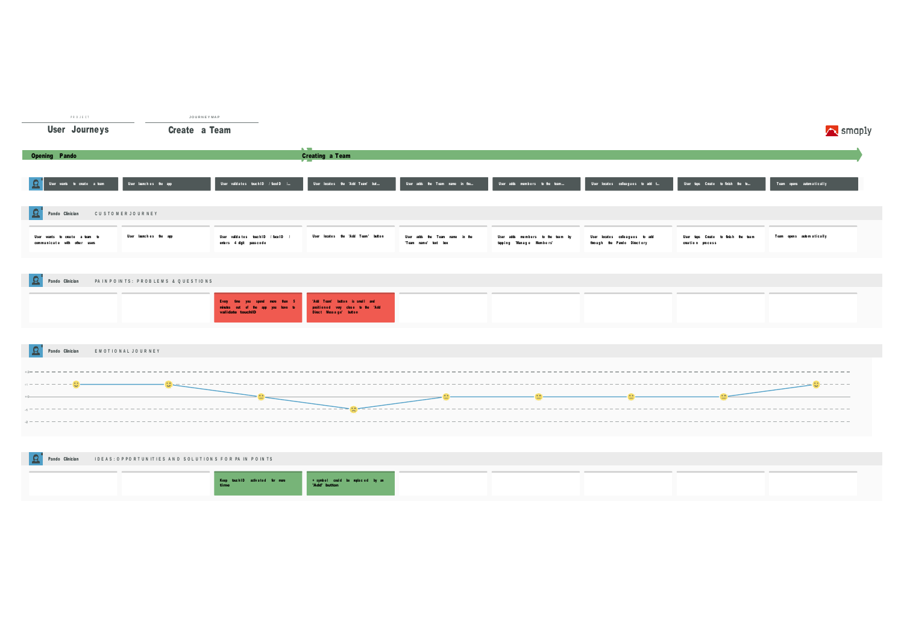PROJECT

**User Journeys**

JOURNEYMAP

**Create a Team**

smaply

| Opening Pando | | Creating a Team | | | | | | |
|---|---|---|---|---|---|---|---|---|
| User wants to create a team | User launches the app | User validates touchID / faceID ... | User locates the 'Add Team' but... | User adds the Team name in the... | User adds members to the team... | User locates colleagues to add t... | User taps Create to finish the te... | Team opens automatically |

**Pando Clinician** — CUSTOMER JOURNEY

| | | | | | | | | |
|---|---|---|---|---|---|---|---|---|
| User wants to create a team to communicate with other users | User launches the app | User validates touchID / faceID / enters 4 digit passcode | User locates the 'Add Team' button | User adds the Team name in the 'Team name' text box | User adds members to the team by tapping 'Manage Members' | User locates colleagues to add through the Pando Directory | User taps Create to finish the team creation process | Team opens automatically |

**Pando Clinician** — PAIN POINTS: PROBLEMS & QUESTIONS

| | | | | | | | | |
|---|---|---|---|---|---|---|---|---|
| | | Every time you spend more than 5 minutes out of the app you have to **validate touchID** | 'Add Team' button is small and positioned very close to the 'Add Direct Message' button | | | | | |

**Pando Clinician** — EMOTIONAL JOURNEY

| | | | | | | | | |
|---|---|---|---|---|---|---|---|---|
| +1 | +1 | 0 | -1 | 0 | 0 | 0 | 0 | +1 |

**Pando Clinician** — IDEAS: OPPORTUNITIES AND SOLUTIONS FOR PAIN POINTS

| | | | | | | | | |
|---|---|---|---|---|---|---|---|---|
| | | Keep touchID activated for more **time** | + symbol could be replaced by an **'Add' button** | | | | | |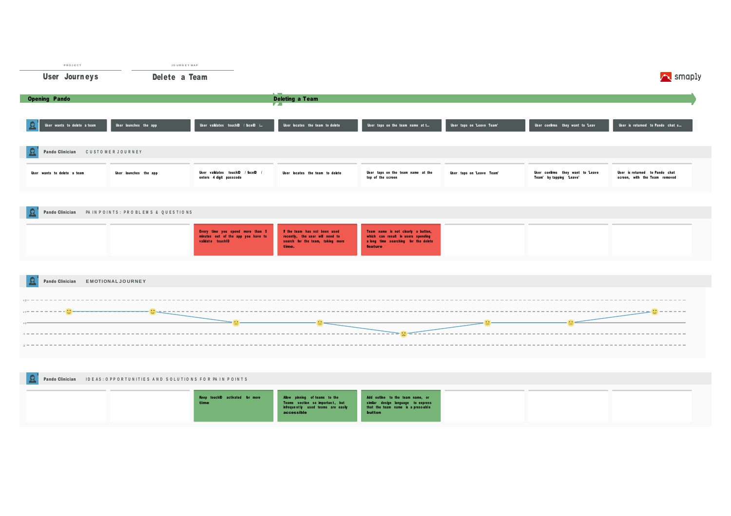PROJECT

**User Journeys**

JOURNEY MAP

**Delete a Team**

smaply

**Opening Pando** → **Deleting a Team**

| User wants to delete a team | User launches the app | User validates touchID / faceID ... | User locates the team to delete | User taps on the team name at t... | User taps on 'Leave Team' | User confirms they want to 'Leav | User is returned to Pando chat s... |
|---|---|---|---|---|---|---|---|

## Pando Clinician — CUSTOMER JOURNEY

| User wants to delete a team | User launches the app | User validates touchID / faceID / enters 4 digit passcode | User locates the team to delete | User taps on the team name at the top of the screen | User taps on 'Leave Team' | User confirms they want to 'Leave Team' by tapping 'Leave' | User is returned to Pando chat screen, with the Team removed |
|---|---|---|---|---|---|---|---|

## Pando Clinician — PAIN POINTS: PROBLEMS & QUESTIONS

| | | | | | | | |
|---|---|---|---|---|---|---|---|
| | | Every time you spend more than 5 minutes out of the app you have to validate touchID | If the team has not been used recently, the user will need to search for the team, taking more time. | Team name is not clearly a button, which can result in users spending a long time searching for the delete feature | | | |

## Pando Clinician — EMOTIONAL JOURNEY

| | | | | | | | |
|---|---|---|---|---|---|---|---|
| +1 | +1 | 0 | 0 | -1 | 0 | 0 | +1 |

## Pando Clinician — IDEAS: OPPORTUNITIES AND SOLUTIONS FOR PAIN POINTS

| | | | | | | | |
|---|---|---|---|---|---|---|---|
| | | Keep touchID activated for more time | Allow pinning of teams to the Teams section so important, but infrequently used teams are easily accessible | Add outline to the team name, or similar design language to express that the team name is a press-able button | | | |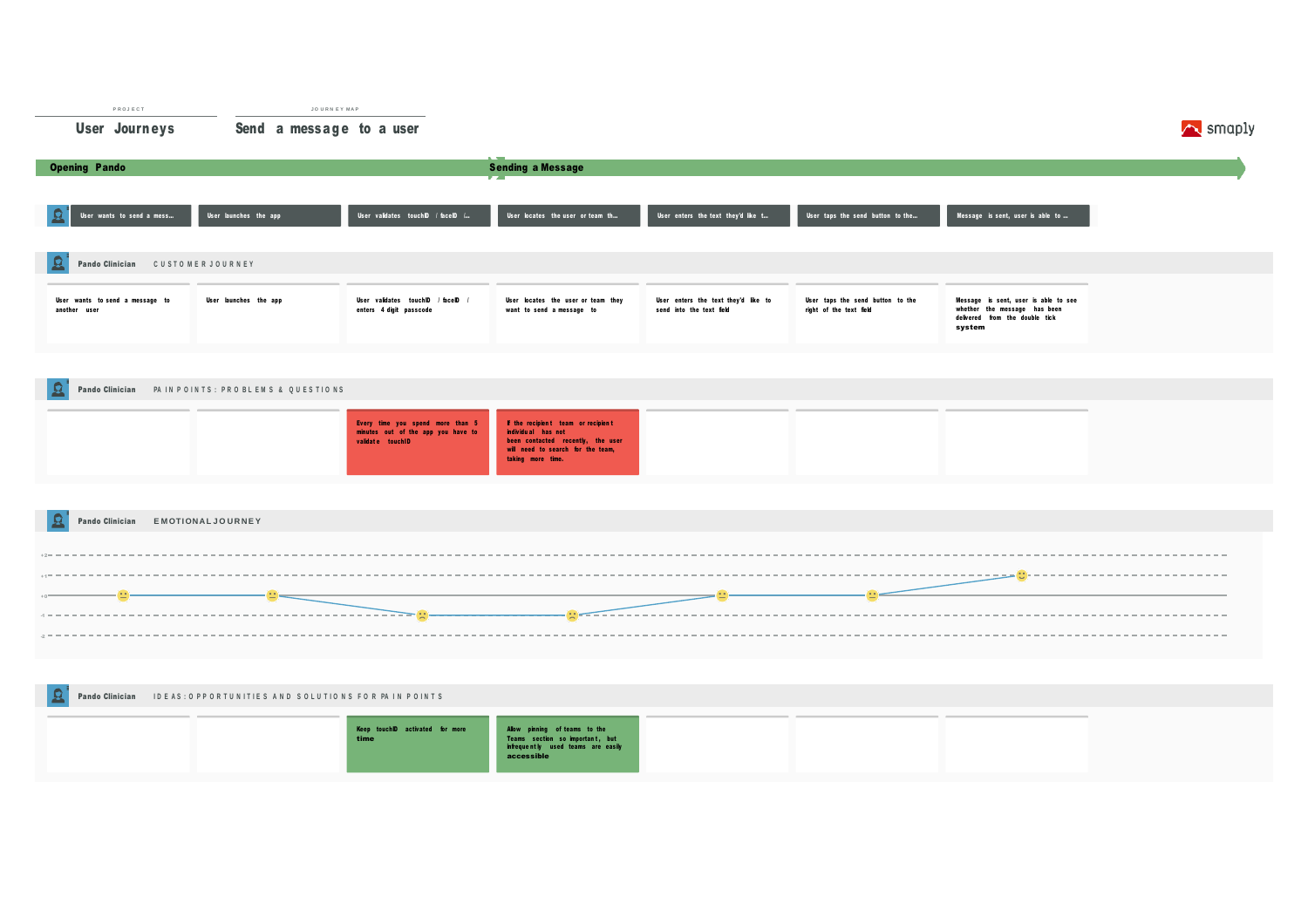PROJECT

**User Journeys**

JOURNEY MAP

**Send a message to a user**

smaply

| Opening Pando | | | Sending a Message | | | |
|---|---|---|---|---|---|---|
| User wants to send a mess... | User launches the app | User validates touchID / faceID ... | User locates the user or team th... | User enters the text they'd like t... | User taps the send button to the... | Message is sent, user is able to ... |

## Pando Clinician — CUSTOMER JOURNEY

| | | | | | | |
|---|---|---|---|---|---|---|
| User wants to send a message to another user | User launches the app | User validates touchID / faceID / enters 4 digit passcode | User locates the user or team they want to send a message to | User enters the text they'd like to send into the text field | User taps the send button to the right of the text field | Message is sent, user is able to see whether the message has been delivered from the double tick system |

## Pando Clinician — PAIN POINTS: PROBLEMS & QUESTIONS

| | | | | | | |
|---|---|---|---|---|---|---|
| | | Every time you spend more than 5 minutes out of the app you have to validate touchID | If the recipient team or recipient individual has not been contacted recently, the user will need to search for the team, taking more time. | | | |

## Pando Clinician — EMOTIONAL JOURNEY

| | | | | | | |
|---|---|---|---|---|---|---|
| 0 | 0 | -1 | -1 | 0 | 0 | +1 |

## Pando Clinician — IDEAS: OPPORTUNITIES AND SOLUTIONS FOR PAIN POINTS

| | | | | | | |
|---|---|---|---|---|---|---|
| | | Keep touchID activated for more time | Allow pinning of teams to the Teams section so important, but infrequently used teams are easily accessible | | | |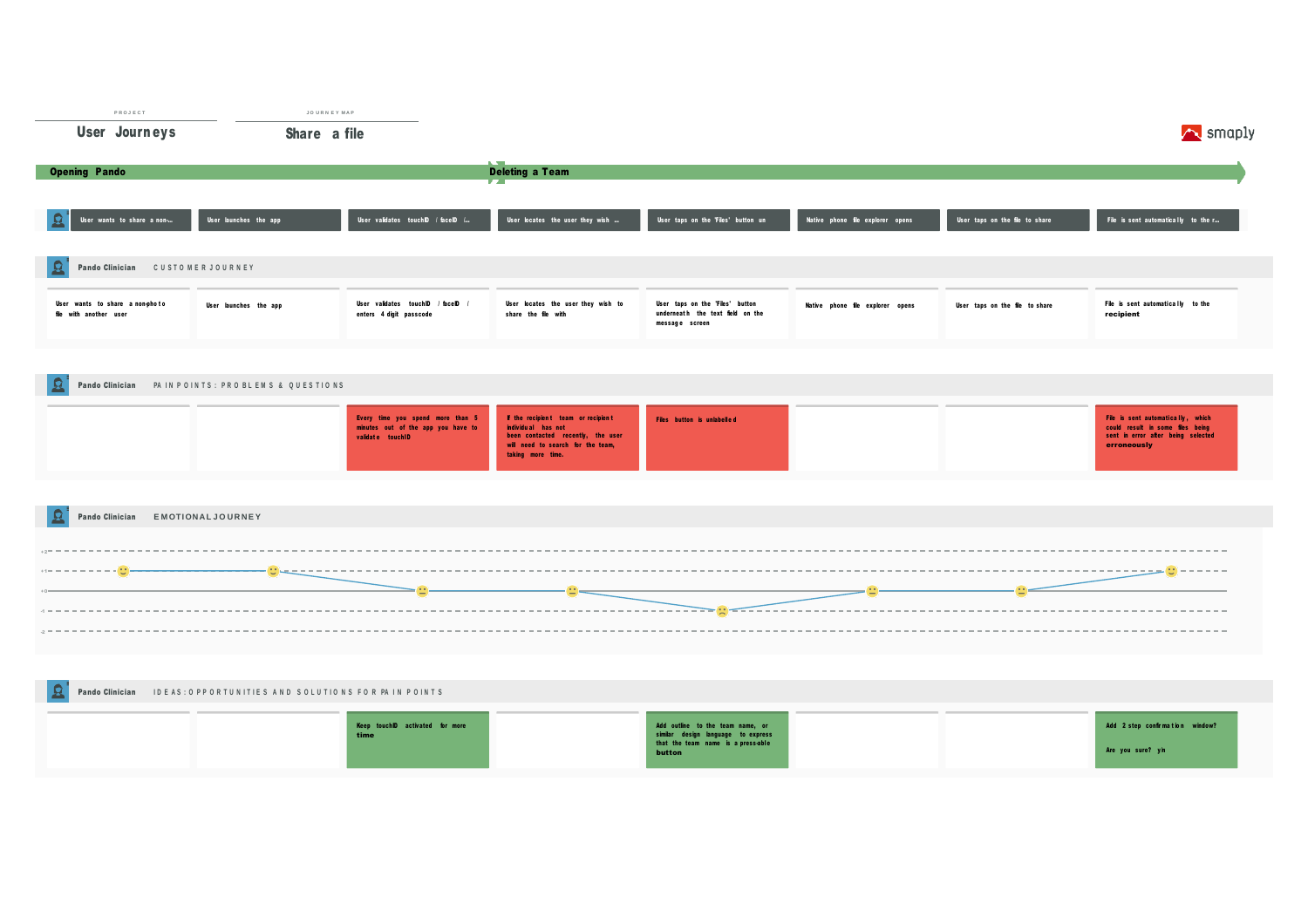PROJECT

**User Journeys**

JOURNEY MAP

**Share a file**

smaply

**Opening Pando** → **Deleting a Team**

| | | | | | | | |
|---|---|---|---|---|---|---|---|
| User wants to share a non-... | User launches the app | User validates touchID / faceID /... | User locates the user they wish ... | User taps on the 'Files' button un... | Native phone file explorer opens | User taps on the file to share | File is sent automatically to the r... |

## Pando Clinician — CUSTOMER JOURNEY

| | | | | | | | |
|---|---|---|---|---|---|---|---|
| User wants to share a non-photo file with another user | User launches the app | User validates touchID / faceID / enters 4 digit passcode | User locates the user they wish to share the file with | User taps on the 'Files' button underneath the text field on the message screen | Native phone file explorer opens | User taps on the file to share | File is sent automatically to the **recipient** |

## Pando Clinician — PAIN POINTS: PROBLEMS & QUESTIONS

| | | | | | | | |
|---|---|---|---|---|---|---|---|
| | | Every time you spend more than 5 minutes out of the app you have to validate touchID | If the recipient team or recipient individual has not been contacted recently, the user will need to search for the team, taking more time. | Files button is unlabelled | | | File is sent automatically, which could result in some files being sent in error after being selected **erroneously** |

## Pando Clinician — EMOTIONAL JOURNEY

| | | | | | | | |
|---|---|---|---|---|---|---|---|
| +1 | +1 | 0 | 0 | -1 | 0 | 0 | +1 |

## Pando Clinician — IDEAS: OPPORTUNITIES AND SOLUTIONS FOR PAIN POINTS

| | | | | | | | |
|---|---|---|---|---|---|---|---|
| | | Keep touchID activated for more **time** | | Add outline to the team name, or similar design language to express that the team name is a press-able **button** | | | Add 2 step confirmation window? Are you sure? y/n |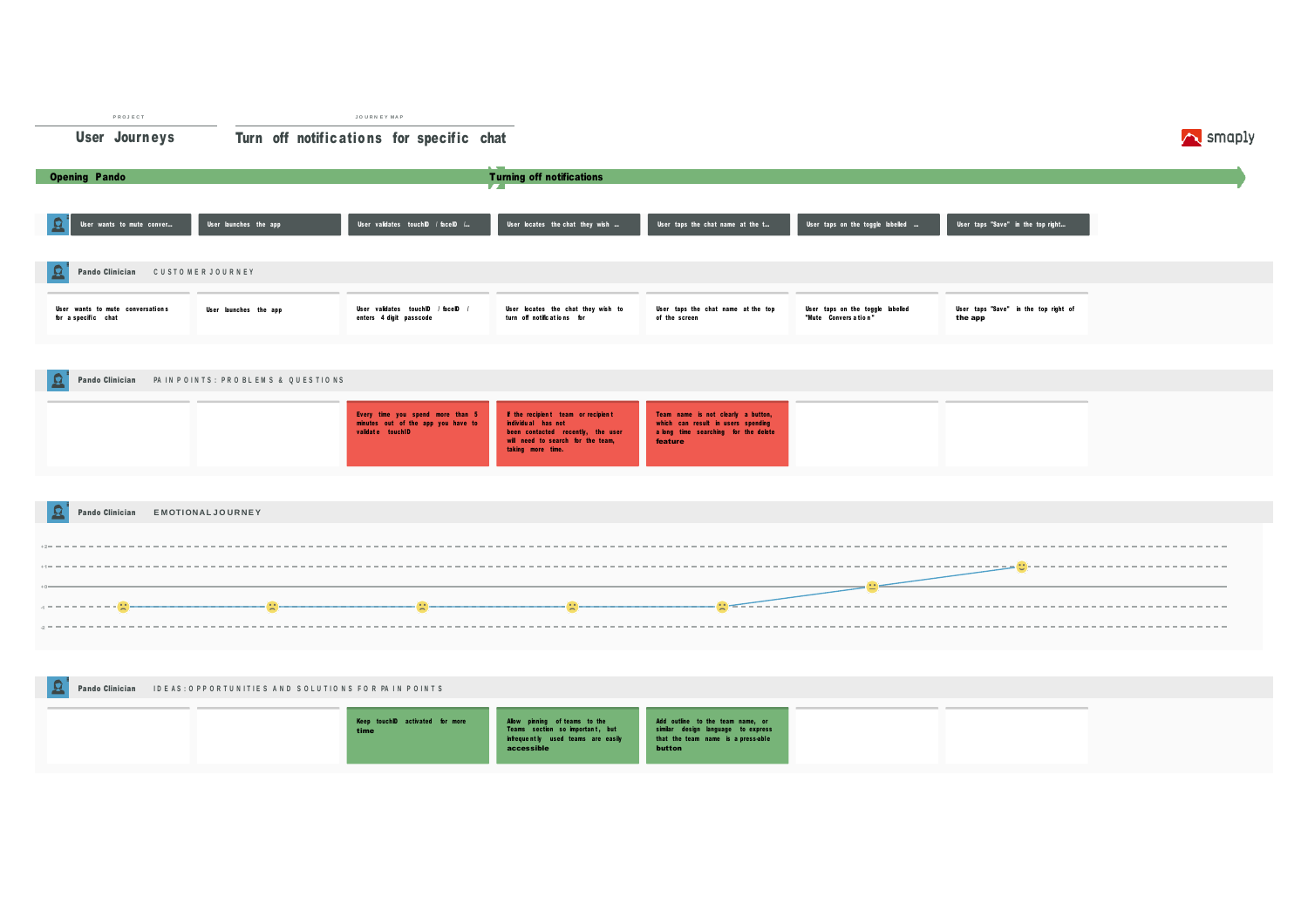PROJECT

**User Journeys**

JOURNEY MAP

**Turn off notifications for specific chat**

smaply

| Opening Pando | | | Turning off notifications | | | |
|---|---|---|---|---|---|---|
| User wants to mute conver... | User launches the app | User validates touchID / faceID /... | User locates the chat they wish ... | User taps the chat name at the t... | User taps on the toggle labelled ... | User taps "Save" in the top right... |

## Pando Clinician — CUSTOMER JOURNEY

| | | | | | | |
|---|---|---|---|---|---|---|
| User wants to mute conversations for a specific chat | User launches the app | User validates touchID / faceID / enters 4 digit passcode | User locates the chat they wish to turn off notifications for | User taps the chat name at the top of the screen | User taps on the toggle labelled "Mute Conversation" | User taps "Save" in the top right of the app |

## Pando Clinician — PAIN POINTS: PROBLEMS & QUESTIONS

| | | | | | | |
|---|---|---|---|---|---|---|
| | | Every time you spend more than 5 minutes out of the app you have to validate touchID | If the recipient team or recipient individual has not been contacted recently, the user will need to search for the team, taking more time. | Team name is not clearly a button, which can result in users spending a long time searching for the delete feature | | |

## Pando Clinician — EMOTIONAL JOURNEY

| | | | | | | |
|---|---|---|---|---|---|---|
| -1 | -1 | -1 | -1 | -1 | 0 | +1 |

## Pando Clinician — IDEAS: OPPORTUNITIES AND SOLUTIONS FOR PAIN POINTS

| | | | | | | |
|---|---|---|---|---|---|---|
| | | Keep touchID activated for more time | Allow pinning of teams to the Teams section so important, but infrequently used teams are easily accessible | Add outline to the team name, or similar design language to express that the team name is a pressable button | | |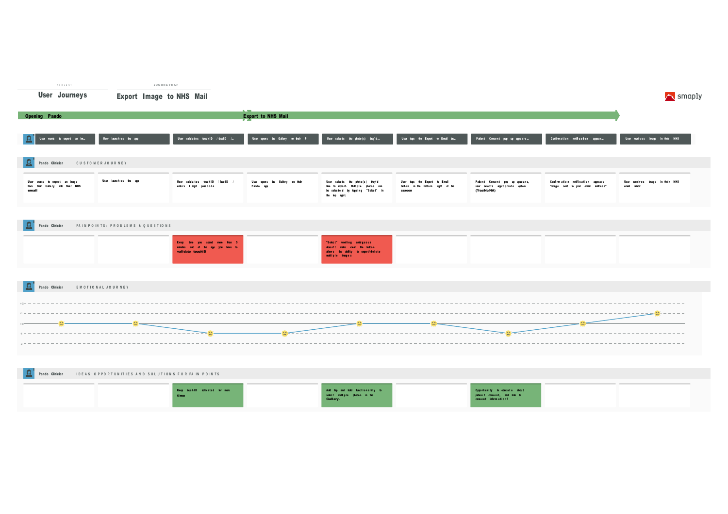PROJECT

## User Journeys

JOURNEYMAP

## Export Image to NHS Mail

smaply

**Opening Pando** → **Export to NHS Mail**

| Step | Customer Journey (Pando Clinician) | Pain Points: Problems & Questions | Emotional Journey | Ideas: Opportunities and Solutions for Pain Points |
|---|---|---|---|---|
| User wants to export an im... | User wants to export an image from their Gallery into their NHS **email** | | 0 | |
| User launches the app | User launches the app | | 0 | |
| User validates touchID / faceID i... | User validates touchID / faceID / enters 4 digit passcode | Every time you spend more than 5 minutes out of the app you have to **validate touchID** | -1 | Keep touchID activated for more **time** |
| User opens the Gallery on their P | User opens the Gallery on their Pando app | | -1 | |
| User selects the photo(s) they'd... | User selects the photo(s) they'd like to export. Multiple photos can be selected by tapping "Select" in the top right. | "Select" wording ambiguous, doesn't make clear the button allows the ability to export/delete multiple images | 0 | Add tap and hold functionality to select multiple photos in the **Gallery.** |
| User taps the Export to Email bu... | User taps the Export to Email button in the bottom right of the **screen** | | 0 | |
| Patient Consent pop up appears... | Patient Consent pop up appears, user selects appropriate option **(Yes/No/NA)** | | -1 | Opportunity to educate about patient consent, add link to consent information? |
| Confirmation notification appear... | Confirmation notification appears "Image sent to your email address" | | 0 | |
| User receives image in their NHS | User receives image in their NHS email inbox | | +1 | |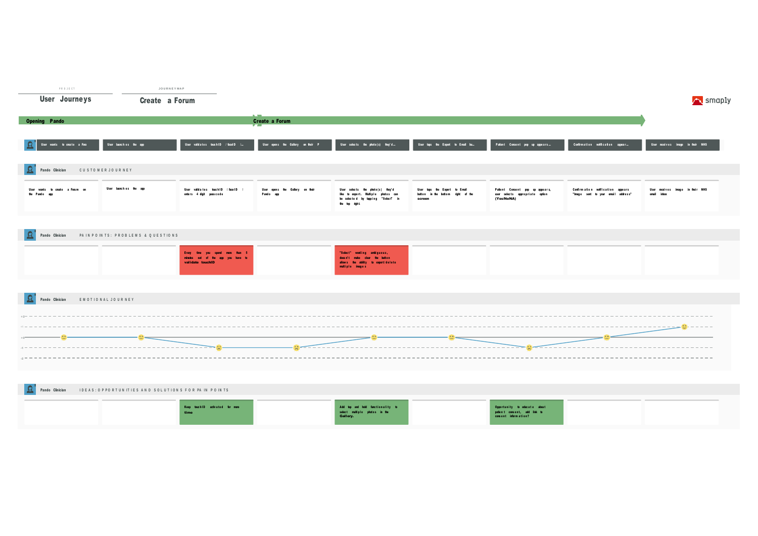PROJECT

# User Journeys

JOURNEY MAP

## Create a Forum

smaply

**Opening Pando** → **Create a Forum**

| User wants to create a Foru | User launches the app | User validates touchID / faceID i... | User opens the Gallery on their P | User selects the photo(s) they'd ... | User taps the Export to Email bu... | Patient Consent pop up appears... | Confirmation notification appear... | User receives image in their NHS |
|---|---|---|---|---|---|---|---|---|

### Pando Clinician — CUSTOMER JOURNEY

| User wants to create a Forum on the Pando app | User launches the app | User validates touchID / faceID / enters 4 digit passcode | User opens the Gallery on their Pando app | User selects the photo(s) they'd like to export. Multiple photos can be selected by tapping "Select" in the top right. | User taps the Export to Email button in the bottom right of the screen | Patient Consent pop up appears, user selects appropriate option (Yes/No/NA) | Confirmation notification appears "Image sent to your email address" | User receives image in their NHS email inbox |
|---|---|---|---|---|---|---|---|---|

### Pando Clinician — PAIN POINTS: PROBLEMS & QUESTIONS

| | | | | | | | | |
|---|---|---|---|---|---|---|---|---|
| | | Every time you spend more than 5 minutes out of the app you have to validate touchID | | "Select" wording ambiguous, doesn't make clear the button allows the ability to export/delete multiple images | | | | |

### Pando Clinician — EMOTIONAL JOURNEY

| Step | 1 | 2 | 3 | 4 | 5 | 6 | 7 | 8 | 9 |
|---|---|---|---|---|---|---|---|---|---|
| Emotion | 0 | 0 | -1 | -1 | 0 | 0 | -1 | 0 | +1 |

### Pando Clinician — IDEAS: OPPORTUNITIES AND SOLUTIONS FOR PAIN POINTS

| | | | | | | | | |
|---|---|---|---|---|---|---|---|---|
| | | Keep touchID activated for more time | | Add tap and hold functionality to select multiple photos in the Gallery. | | Opportunity to educate about patient consent, add link to consent information? | | |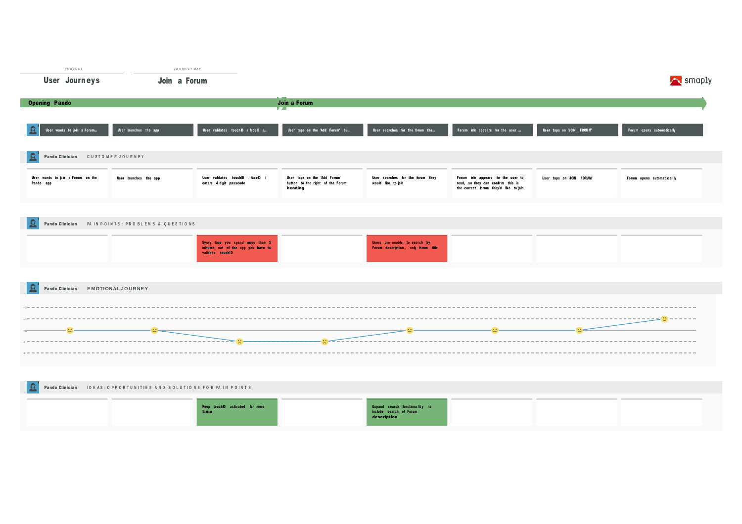PROJECT

**User Journeys**

JOURNEY MAP

**Join a Forum**

smaply

**Opening Pando** → **Join a Forum**

| User wants to join a Forum... | User launches the app | User validates touchID / faceID /... | User taps on the 'Add Forum' bu... | User searches for the forum the... | Forum info appears for the user ... | User taps on 'JOIN FORUM' | Forum opens automatically |
|---|---|---|---|---|---|---|---|

## Pando Clinician — CUSTOMER JOURNEY

| | | | | | | | |
|---|---|---|---|---|---|---|---|
| User wants to join a Forum on the Pando app | User launches the app | User validates touchID / faceID / enters 4 digit passcode | User taps on the 'Add Forum' button to the right of the Forum **heading** | User searches for the forum they would like to join | Forum info appears for the user to read, so they can confirm this is the correct forum they'd like to join | User taps on 'JOIN FORUM' | Forum opens automatically |

## Pando Clinician — PAIN POINTS: PROBLEMS & QUESTIONS

| | | | | | | | |
|---|---|---|---|---|---|---|---|
| | | Every time you spend more than 5 minutes out of the app you have to validate touchID | | Users are unable to search by Forum description, only forum title | | | |

## Pando Clinician — EMOTIONAL JOURNEY

| Step | 1 | 2 | 3 | 4 | 5 | 6 | 7 | 8 |
|---|---|---|---|---|---|---|---|---|
| Emotion | +0 | +0 | -1 | -1 | +0 | +0 | +0 | +1 |

## Pando Clinician — IDEAS: OPPORTUNITIES AND SOLUTIONS FOR PAIN POINTS

| | | | | | | | |
|---|---|---|---|---|---|---|---|
| | | Keep touchID activated for more **time** | | Expand search functionality to include search of Forum **description** | | | |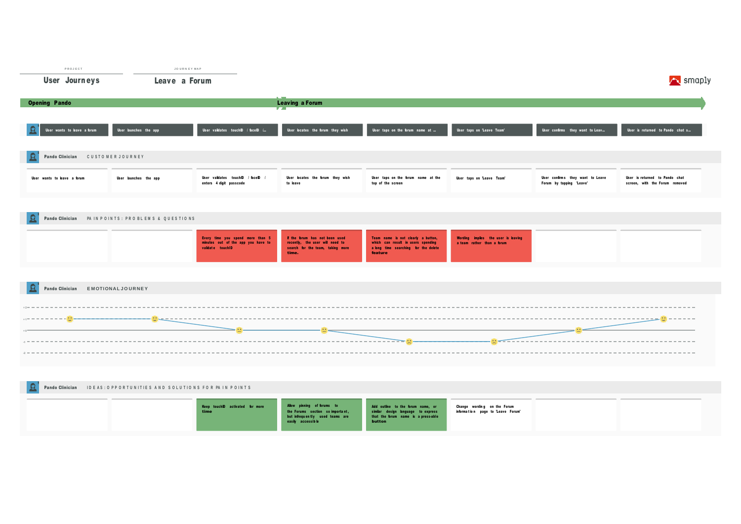PROJECT

**User Journeys**

JOURNEY MAP

**Leave a Forum**

smaply

**Opening Pando** | **Leaving a Forum**

| User wants to leave a forum | User launches the app | User validates touchID / faceID ... | User locates the forum they wish | User taps on the forum name at ... | User taps on 'Leave Team' | User confirms they want to Leav... | User is returned to Pando chat s... |
|---|---|---|---|---|---|---|---|

## Pando Clinician — CUSTOMER JOURNEY

| User wants to leave a forum | User launches the app | User validates touchID / faceID / enters 4 digit passcode | User locates the forum they wish to leave | User taps on the forum name at the top of the screen | User taps on 'Leave Team' | User confirms they want to Leave Forum by tapping 'Leave' | User is returned to Pando chat screen, with the Forum removed |
|---|---|---|---|---|---|---|---|

## Pando Clinician — PAIN POINTS: PROBLEMS & QUESTIONS

| | | | | | | | |
|---|---|---|---|---|---|---|---|
| | | Every time you spend more than 5 minutes out of the app you have to validate touchID | If the forum has not been used recently, the user will need to search for the team, taking more **time.** | Team name is not clearly a button, which can result in users spending a long time searching for the delete **feature** | Wording implies the user is leaving a team rather than a forum | | |

## Pando Clinician — EMOTIONAL JOURNEY

| | | | | | | | |
|---|---|---|---|---|---|---|---|
| +1 | +1 | 0 | 0 | -1 | -1 | 0 | +1 |

## Pando Clinician — IDEAS: OPPORTUNITIES AND SOLUTIONS FOR PAIN POINTS

| | | | | | | | |
|---|---|---|---|---|---|---|---|
| | | Keep touchID activated for more **time** | Allow pinning of forums to the Forums section so important, but infrequently used teams are easily accessible | Add outline to the forum name, or similar design language to express that the forum name is a press-able **button** | Change wording on the Forum information page to 'Leave Forum' | | |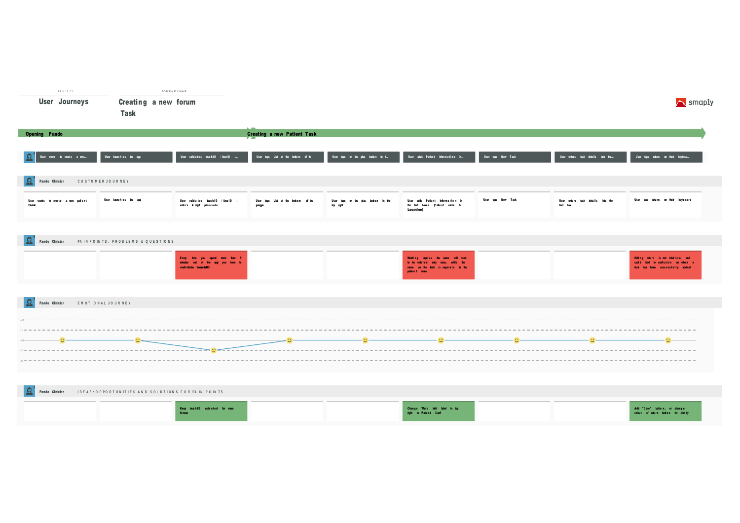PROJECT

**User Journeys**

JOURNEYMAP

**Creating a new forum Task**

smaply

**Opening Pando** → **Creating a new Patient Task**

| | 1 | 2 | 3 | 4 | 5 | 6 | 7 | 8 | 9 |
|---|---|---|---|---|---|---|---|---|---|
| Steps | User wants to create a new... | User launches the app | User validates touchID / faceID ... | User taps List at the bottom of th | User taps on the plus button in t... | User adds Patient information in... | User taps New Task | User enters task details into the... | User taps return on their keyboa... |
| **Pando Clinician** — CUSTOMER JOURNEY | User wants to create a new patient task | User launches the app | User validates touchID / faceID / enters 4 digit passcode | User taps List at the bottom of the page | User taps on the plus button in the top right | User adds Patient information in the text boxes (Patient name & Location) | User taps New Task | User enters task details into the text box | User taps return on their keyboard |
| **Pando Clinician** — PAIN POINTS: PROBLEMS & QUESTIONS | | | Every time you spend more than 5 minutes out of the app you have to validate touchID | | | Wording implies the name will need to be entered only once, while the name on the task is separate to the patient name | | | Hitting return is not intuitive, and could lead to confusion on when a task has been successfully added |
| **Pando Clinician** — EMOTIONAL JOURNEY | 0 | 0 | -1 | 0 | 0 | 0 | 0 | 0 | 0 |
| **Pando Clinician** — IDEAS: OPPORTUNITIES AND SOLUTIONS FOR PAIN POINTS | | | Keep touchID activated for more time | | | Change 'More Info' label in top right to 'Patient Card' | | | Add "Done" button, or change colour of return button for clarity |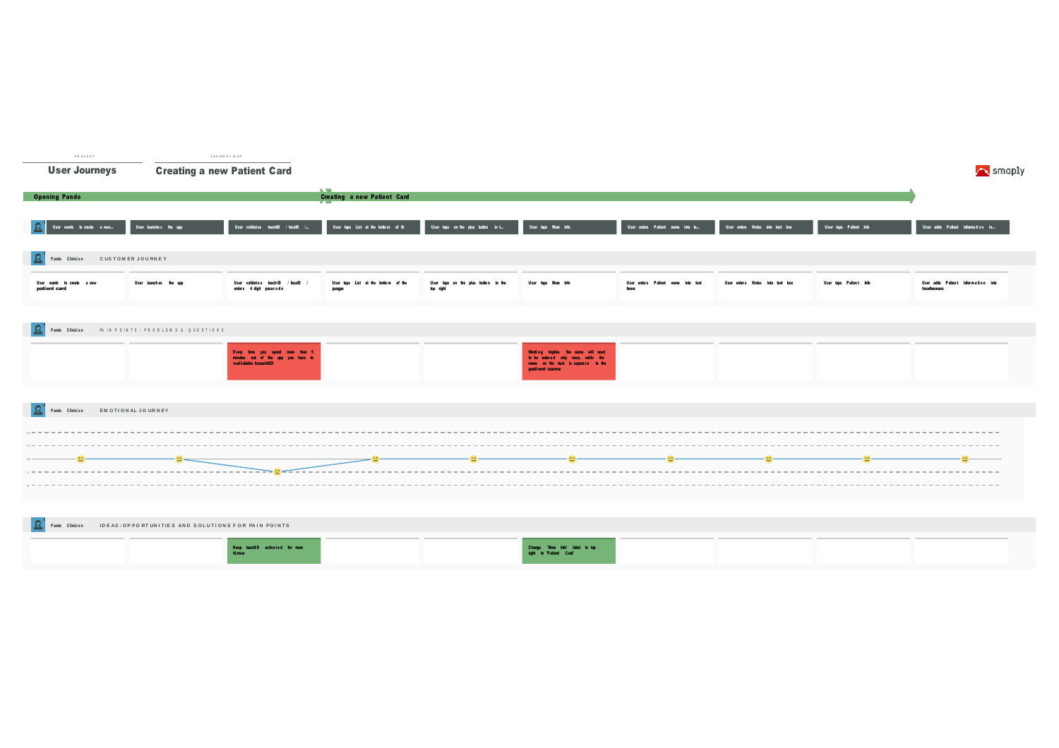PROJECT

**User Journeys**

JOURNEY MAP

**Creating a new Patient Card**

smaply

**Opening Pando** → **Creating a new Patient Card**

| User wants to create a new... | User launches the app | User validates touchID / faceID / i... | User taps List at the bottom of th | User taps on the plus button in t... | User taps More Info | User enters Patient name into te... | User enters Notes into text box | User taps Patient Info | User adds Patient information in... |
|---|---|---|---|---|---|---|---|---|---|

## Pando Clinician — CUSTOMER JOURNEY

| | | | | | | | | | |
|---|---|---|---|---|---|---|---|---|---|
| User wants to create a new **patient card** | User launches the app | User validates touchID / faceID / enters 4 digit passcode | User taps List at the bottom of the **page** | User taps on the plus button in the top right | User taps More Info | User enters Patient name into text **box** | User enters Notes into text box | User taps Patient Info | User adds Patient information into **texboxes** |

## Pando Clinician — PAIN POINTS: PROBLEMS & QUESTIONS

| | | | | | | | | | |
|---|---|---|---|---|---|---|---|---|---|
| | | Every time you spend more than 5 minutes out of the app you have to **validate touchID** | | | Wording implies the name will need to be entered only once, while the name on the task is separate to the **patient name** | | | | |

## Pando Clinician — EMOTIONAL JOURNEY

| | | | | | | | | | |
|---|---|---|---|---|---|---|---|---|---|
| 0 | 0 | -1 | 0 | 0 | 0 | 0 | 0 | 0 | 0 |

## Pando Clinician — IDEAS: OPPORTUNITIES AND SOLUTIONS FOR PAIN POINTS

| | | | | | | | | | |
|---|---|---|---|---|---|---|---|---|---|
| | | Keep touchID activated for more **time** | | | Change 'More Info' label in top right to 'Patient Card' | | | | |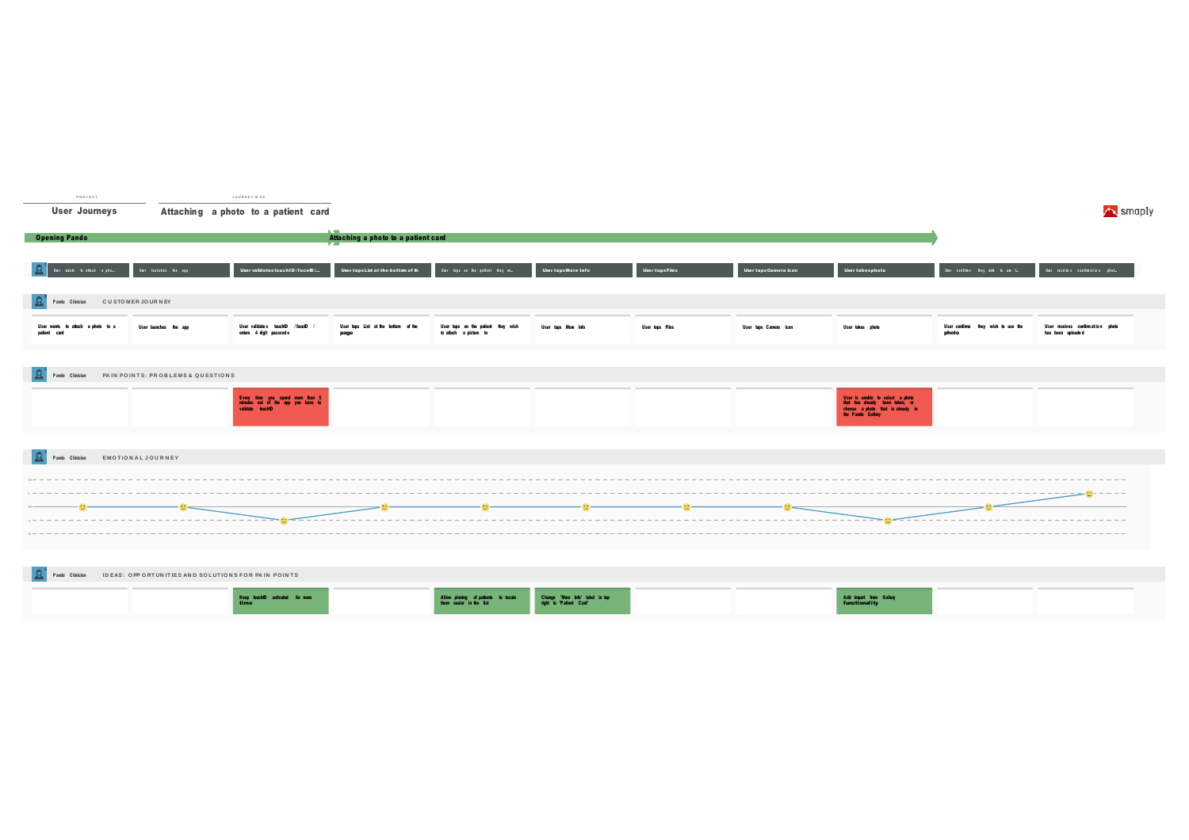PROJECT

**User Journeys**

JOURNEY MAP

**Attaching a photo to a patient card**

smaply

**Opening Pando** | **Attaching a photo to a patient card**

| User wants to attach a pho... | User launches the app | User validates touchID / faceID (... | User taps List at the bottom of th | User taps on the patient they wi... | User taps More Info | User taps Files | User taps Camera icon | User takes photo | User confirms they wish to use t... | User receives confirmation phot... |
|---|---|---|---|---|---|---|---|---|---|---|

## Pando Clinician — CUSTOMER JOURNEY

| User wants to attach a photo to a patient card | User launches the app | User validates touchID / faceID / enters 4 digit passcode | User taps List at the bottom of the page | User taps on the patient they wish to attach a picture to | User taps More Info | User taps Files | User taps Camera icon | User takes photo | User confirms they wish to use the photo | User receives confirmation photo has been uploaded |
|---|---|---|---|---|---|---|---|---|---|---|

## Pando Clinician — PAIN POINTS: PROBLEMS & QUESTIONS

| | | | | | | | | | | |
|---|---|---|---|---|---|---|---|---|---|---|
| | | Every time you spend more than 5 minutes out of the app you have to validate touchID | | | | | | User is unable to select a photo that has already been taken, or choose a photo that is already in the Pando Gallery | | |

## Pando Clinician — EMOTIONAL JOURNEY

## Pando Clinician — IDEAS: OPPORTUNITIES AND SOLUTIONS FOR PAIN POINTS

| | | | | | | | | | | |
|---|---|---|---|---|---|---|---|---|---|---|
| | | Keep touchID activated for more time | | Allow pinning of patients to locate them easier in the list | Change 'More Info' label in top right to 'Patient Card' | | | Add import from Gallery functionality | | |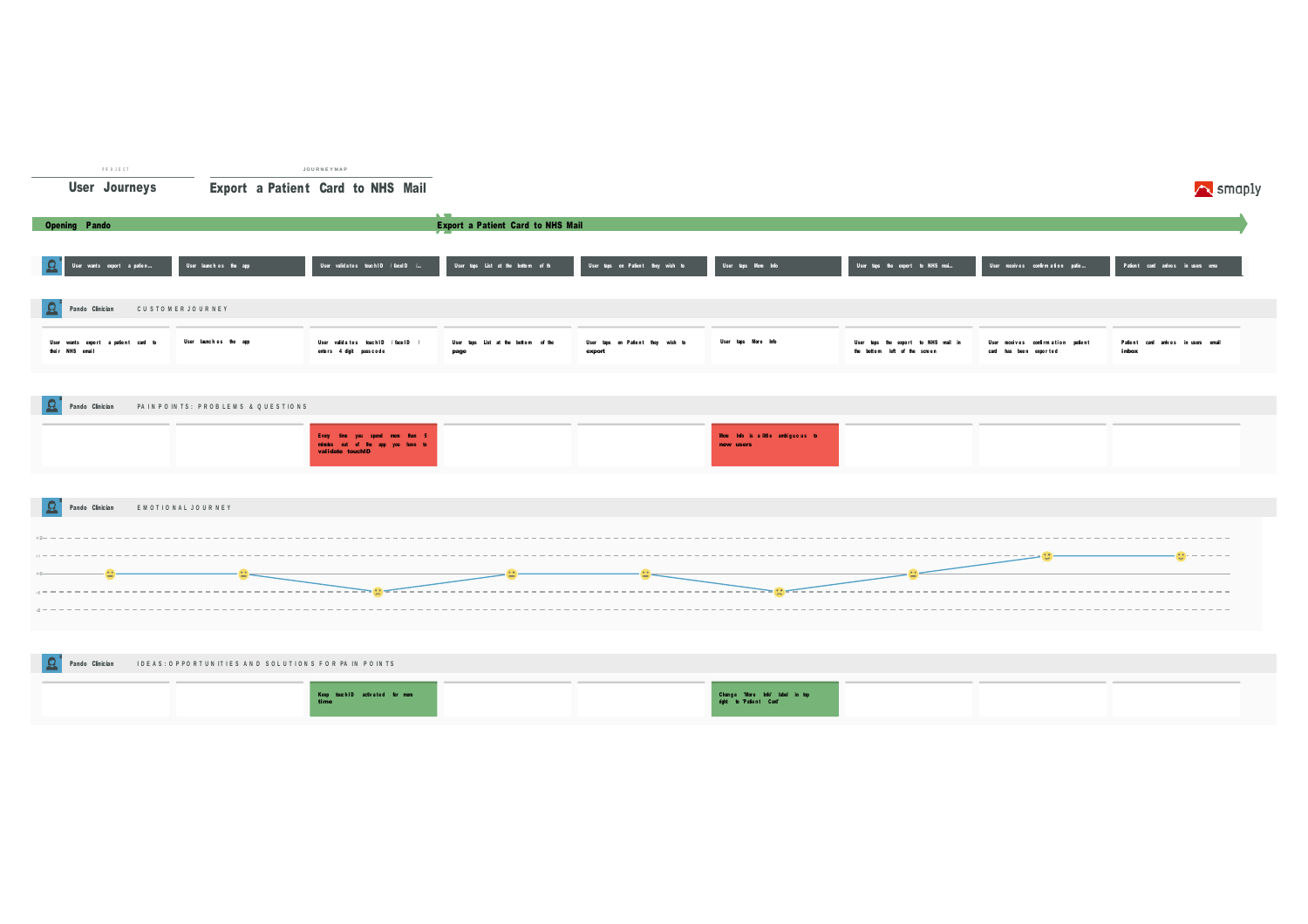PROJECT

# User Journeys

JOURNEYMAP

# Export a Patient Card to NHS Mail

smaply

**Opening Pando** | **Export a Patient Card to NHS Mail**

| User wants export a patien... | User launches the app | User validates touchID / faceID /... | User taps List at the bottom of th | User taps on Patient they wish to | User taps More Info | User taps the export to NHS mai... | User receives confirmation patie... | Patient card arrives in users ema |
|---|---|---|---|---|---|---|---|---|

## Pando Clinician — CUSTOMER JOURNEY

| User wants export a patient card to their NHS email | User launches the app | User validates touchID / faceID / enters 4 digit passcode | User taps List at the bottom of the page | User taps on Patient they wish to export | User taps More Info | User taps the export to NHS mail in the bottom left of the screen | User receives confirmation patient card has been exported | Patient card arrives in users email inbox |
|---|---|---|---|---|---|---|---|---|

## Pando Clinician — PAIN POINTS: PROBLEMS & QUESTIONS

| | | | | | | | | |
|---|---|---|---|---|---|---|---|---|
| | | Every time you spend more than 5 minutes out of the app you have to validate touchID | | | More Info is a little ambiguous to new users | | | |

## Pando Clinician — EMOTIONAL JOURNEY

| Step | 1 | 2 | 3 | 4 | 5 | 6 | 7 | 8 | 9 |
|---|---|---|---|---|---|---|---|---|---|
| Emotion | 0 | 0 | -1 | 0 | 0 | -1 | 0 | +1 | +1 |

## Pando Clinician — IDEAS: OPPORTUNITIES AND SOLUTIONS FOR PAIN POINTS

| | | | | | | | | |
|---|---|---|---|---|---|---|---|---|
| | | Keep touchID activated for more time | | | Change 'More Info' label in top right to 'Patient Card' | | | |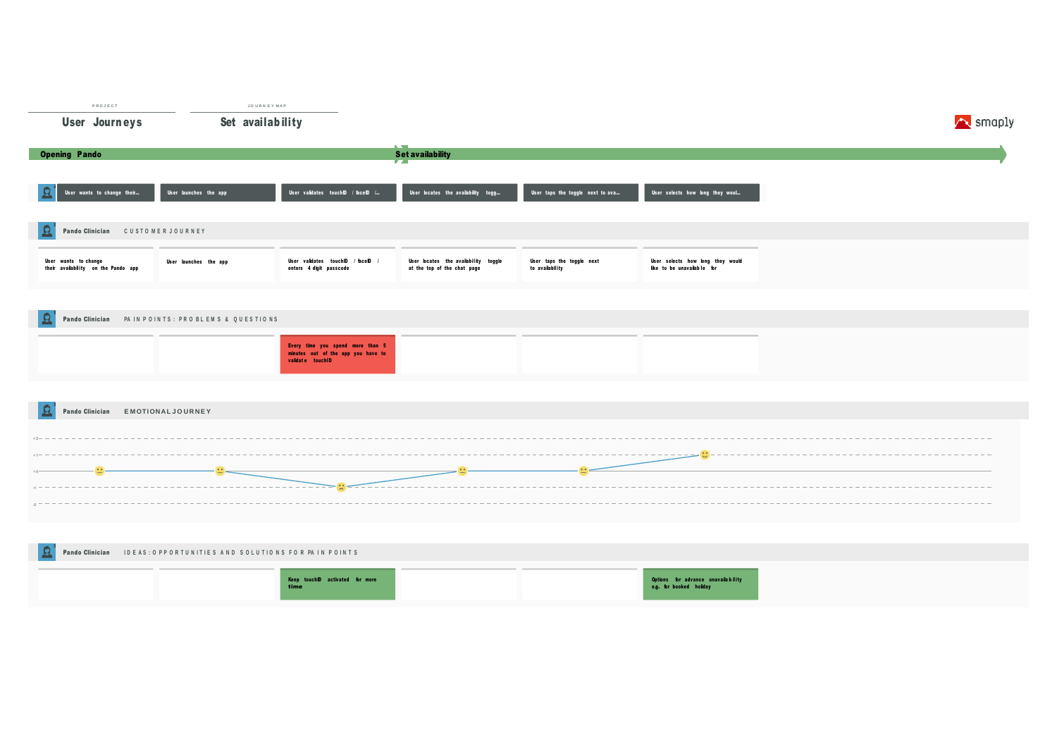PROJECT

# User Journeys

JOURNEY MAP

# Set availability

smaply

**Opening Pando** | **Set availability**

| User wants to change their... | User launches the app | User validates touchID / faceID /... | User locates the availability togg... | User taps the toggle next to ava... | User selects how long they woul... |
|---|---|---|---|---|---|

## Pando Clinician — CUSTOMER JOURNEY

| User wants to change their availability on the Pando app | User launches the app | User validates touchID / faceID / enters 4 digit passcode | User locates the availability toggle at the top of the chat page | User taps the toggle next to availability | User selects how long they would like to be unavailable for |
|---|---|---|---|---|---|

## Pando Clinician — PAIN POINTS: PROBLEMS & QUESTIONS

| | | | | | |
|---|---|---|---|---|---|
| | | Every time you spend more than 5 minutes out of the app you have to validate touchID | | | |

## Pando Clinician — EMOTIONAL JOURNEY

+2
+1
+0
-1
-2

## Pando Clinician — IDEAS: OPPORTUNITIES AND SOLUTIONS FOR PAIN POINTS

| | | | | | |
|---|---|---|---|---|---|
| | | Keep touchID activated for more time | | | Options for advance unavailability e.g. for booked holiday |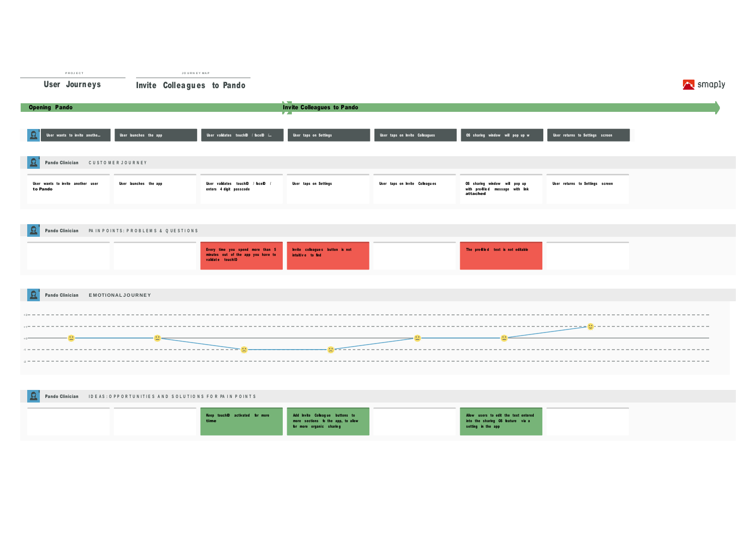PROJECT

# User Journeys

JOURNEY MAP

## Invite Colleagues to Pando

smaply

**Opening Pando** → **Invite Colleagues to Pando**

| | | | | | | |
|---|---|---|---|---|---|---|
| User wants to invite anothe... | User launches the app | User validates touchID / faceID /... | User taps on Settings | User taps on Invite Colleagues | OS sharing window will pop up w | User returns to Settings screen |

### Pando Clinician — CUSTOMER JOURNEY

| | | | | | | |
|---|---|---|---|---|---|---|
| User wants to invite another user **to Pando** | User launches the app | User validates touchID / faceID / enters 4 digit passcode | User taps on Settings | User taps on Invite Colleagues | OS sharing window will pop up with pre-filled message with link **attached** | User returns to Settings screen |

### Pando Clinician — PAIN POINTS: PROBLEMS & QUESTIONS

| | | | | | | |
|---|---|---|---|---|---|---|
| | | Every time you spend more than 5 minutes out of the app you have to validate touchID | Invite colleagues button is not intuitive to find | | The pre-filled text is not editable | |

### Pando Clinician — EMOTIONAL JOURNEY

| | | | | | | |
|---|---|---|---|---|---|---|
| 0 | 0 | -1 | -1 | 0 | 0 | +1 |

### Pando Clinician — IDEAS: OPPORTUNITIES AND SOLUTIONS FOR PAIN POINTS

| | | | | | | |
|---|---|---|---|---|---|---|
| | | Keep touchID activated for more **time** | Add Invite Colleague buttons to more sections fo the app, to allow for more organic sharing | | Allow users to edit the text entered into the sharing OS feature via a setting in the app | |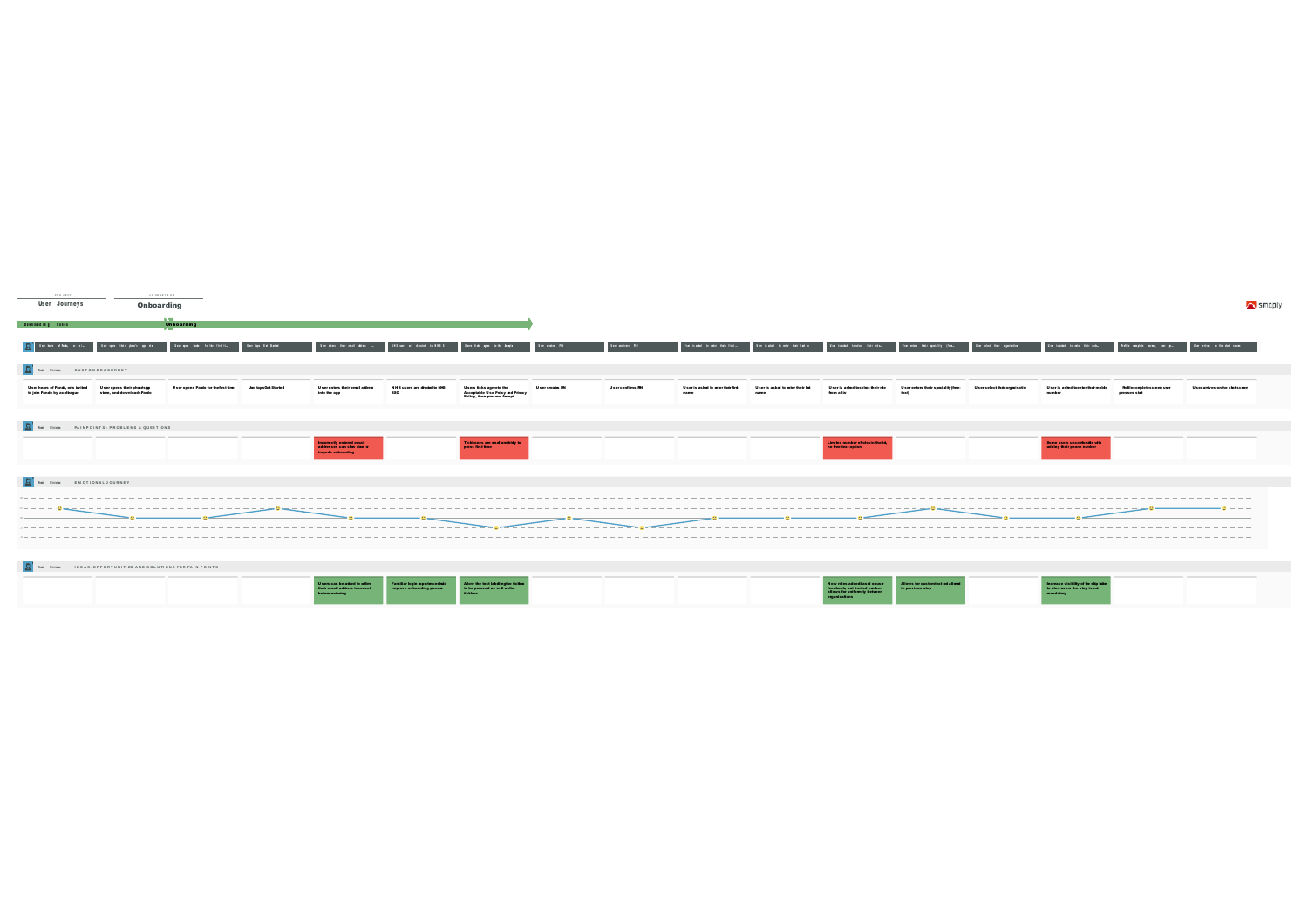User Journeys

# Onboarding

Downloading Pando | Onboarding

## CUSTOMER JOURNEY

| Step | Customer Journey | Pain Points: Problems & Questions | Ideas: Opportunities and Solutions for Pain Points |
|---|---|---|---|
| 1 | User hears of Pando, gets invited to join Pando by a colleague | | |
| 2 | User opens their phone's app store, and downloads Pando | | |
| 3 | User opens Pando for the first time | | |
| 4 | User taps Get Started | | |
| 5 | User enters their email address into the app | Incorrectly entered email addresses can slow down or impede onboarding | Users can be asked to confirm their email address is correct before entering |
| 6 | NHS users are directed to NHS SSO | | Familiar login experience could improve onboarding process |
| 7 | Users ticks agree to the Acceptable Use Policy and Privacy Policy, then presses Accept | Tickboxes are small and tricky to press first time | Allow the text labelling the tickbox to be pressed as well as the tickbox |
| 8 | User creates PIN | | |
| 9 | User confirms PIN | | |
| 10 | User is asked to enter their first name | | |
| 11 | User is asked to enter their last name | | |
| 12 | User is asked to select their role from a list | Limited number of roles in the list, no free text option | New roles added based on user feedback, but limited number allows for uniformity between organisations |
| 13 | User enters their speciality (free-text) | | Allows for customised role offered in previous step |
| 14 | User select their organisation | | |
| 15 | User is asked to enter their mobile number | Some users uncomfortable with adding their phone number | Increase visibility of the skip button to show users the step is not mandatory |
| 16 | Profile complete screen, user presses start | | |
| 17 | User arrives on the chat screen | | |

## EMOTIONAL JOURNEY

## IDEAS: OPPORTUNITIES AND SOLUTIONS FOR PAIN POINTS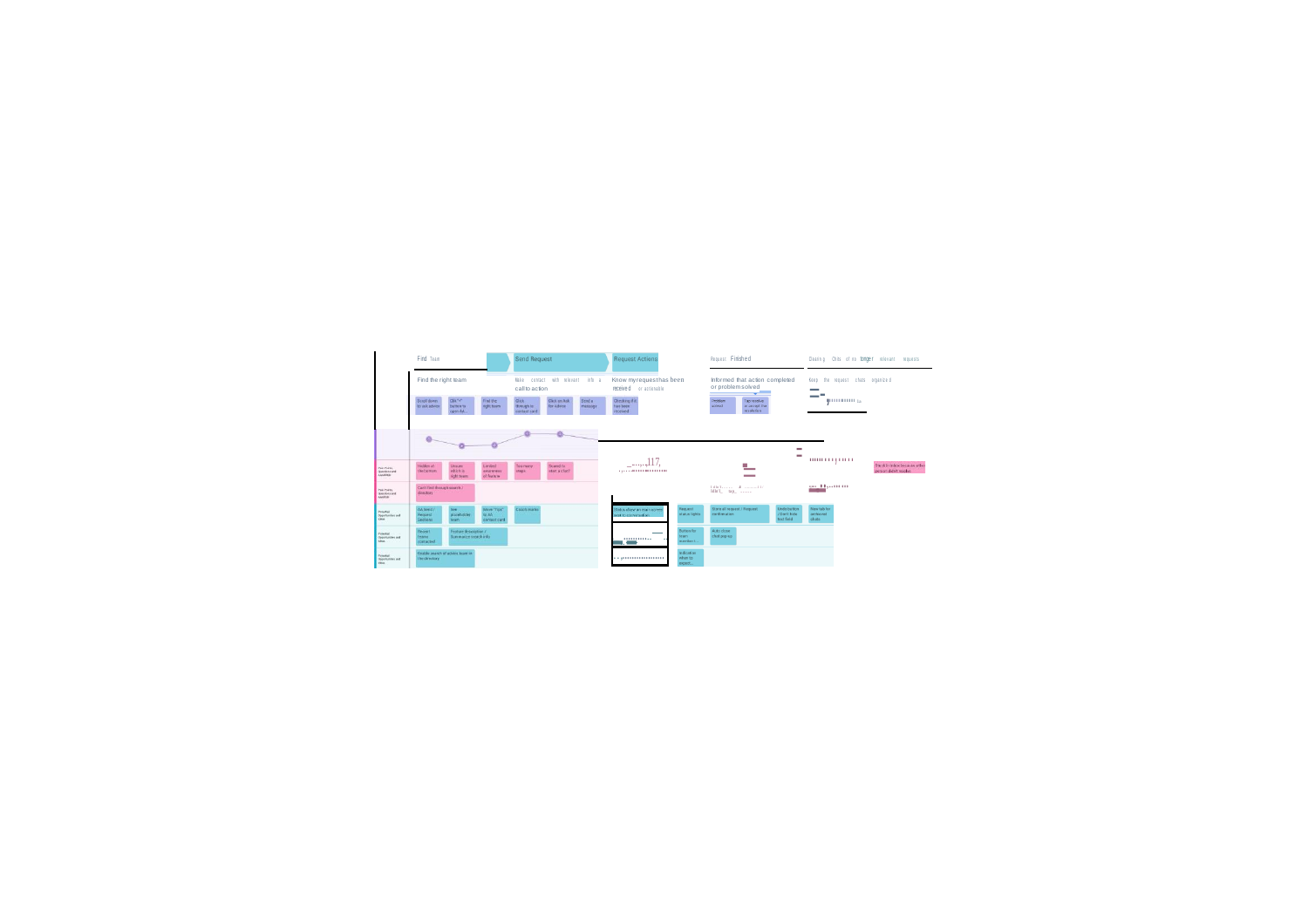| Find Team | | | Send Request | | Request Actions | Request Finished | Clearing Chats of no longer relevant requests |
|---|---|---|---|---|---|---|---|
| Find the right team | | | Make contact with relevant info a call to action | | Know my request has been received or actionable | Informed that action completed or problem solved | Keep the request chats organized |
| Scroll down to ask advice | Click "+" button to open Ad... | Find the right team | Click through to contact card | Click on link for advice | Send a message | Checking if it has been received | Problem solved / Tap receive or accept the resolution |

**Pain Points, Questions and Learnings**

- Hidden at the bottom
- Unsure which is right team
- Limited awareness of feature
- Too many steps
- Scared to start a chat?
- Can't find through search / direction
- The chat inbox became clutter ... didn't realise

**Potential Opportunities and Ideas**

- Ad Need / Request sections
- See placeholder team
- Move "Tips" to AI contact card
- Crutch maker
- Recent teams contacted
- Feature Description / Summarize search info
- Visible search of advice team in the directory
- Visbiy show an start current team's conversation
- Request status lights
- Store all request / Request confirmation
- Unstick button / Don't hide first field
- New tab for archived chats
- Button for team member i...
- Auto close chat pop-up
- Indication when to expect...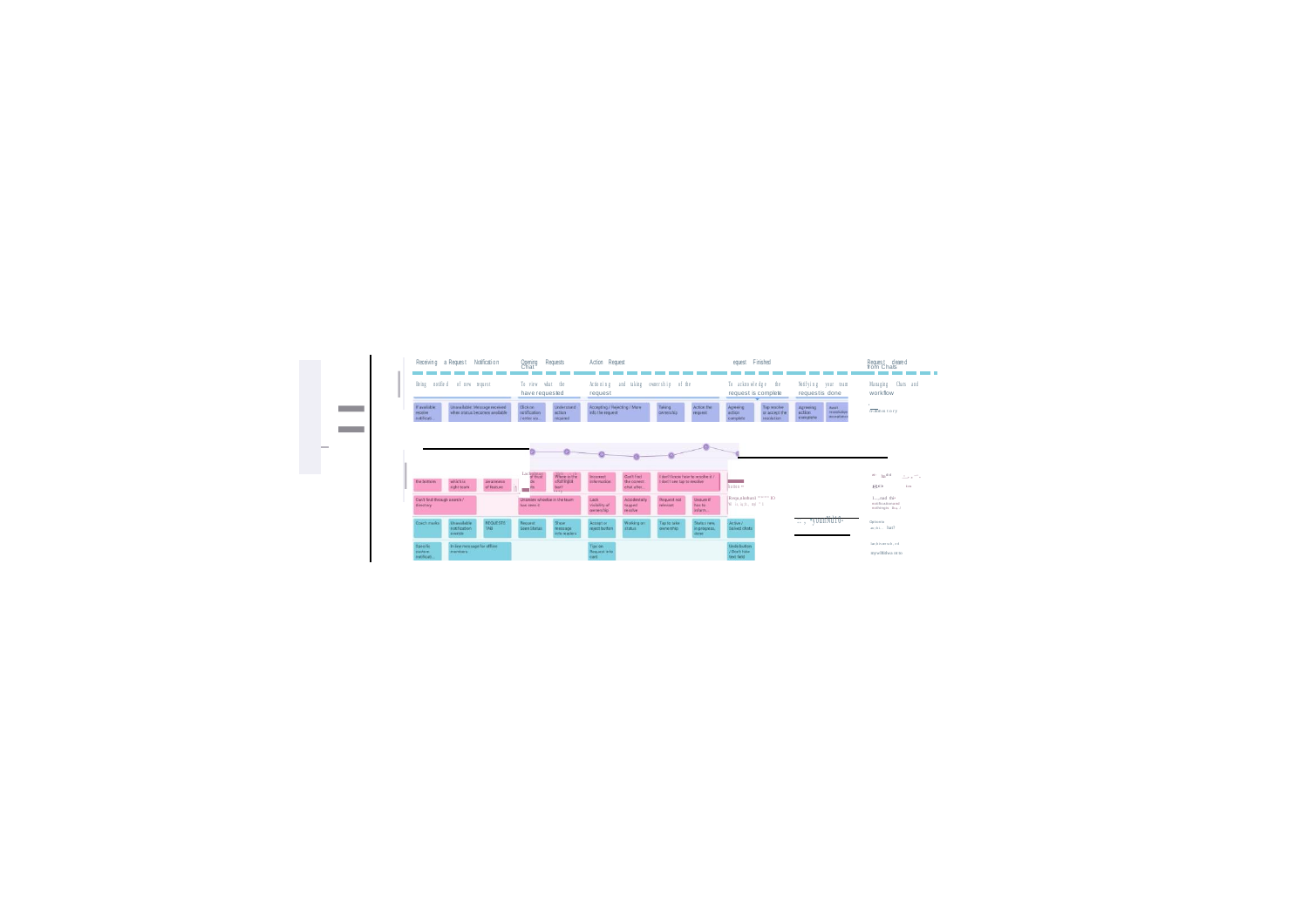Receiving a Request Notification

Opening Chat Requests

Action Request

equest Finished

Request cleared from Chats

Being notified of new request

To view what the have requested

Actioning and taking ownership of the request

To acknowledge the request is complete

Notifying your team requestis done

Managing Chats and workflow